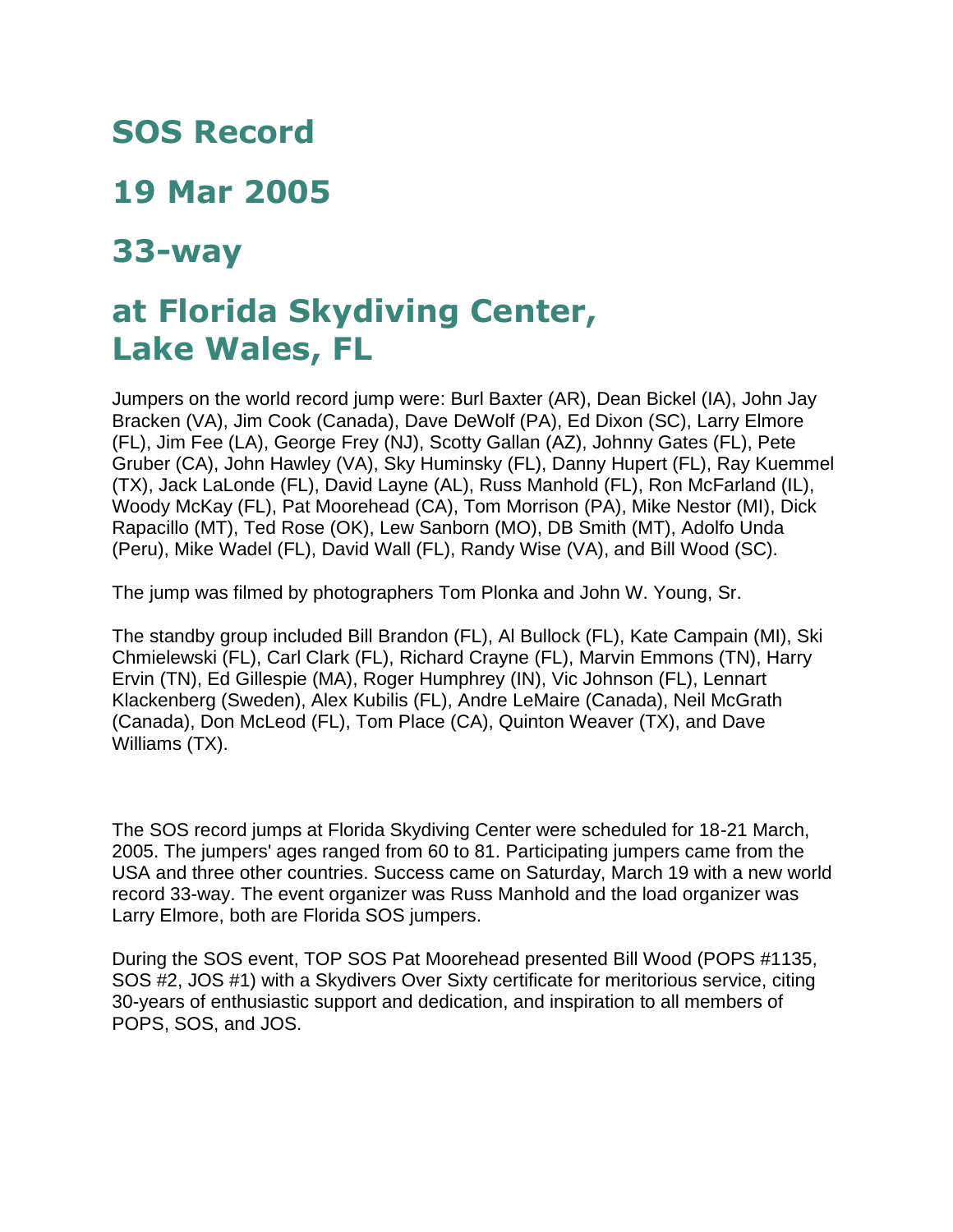# SOS Record

# 19 Mar 2005

# 33-way

# at Florida Skydiving Center, Lake Wales, FL

Jumpers on the world record jump were: Burl Baxter (AR), Dean Bickel (IA), John Jay Bracken (VA), Jim Cook (Canada), Dave DeWolf (PA), Ed Dixon (SC), Larry Elmore (FL), Jim Fee (LA), George Frey (NJ), Scotty Gallan (AZ), Johnny Gates (FL), Pete Gruber (CA), John Hawley (VA), Sky Huminsky (FL), Danny Hupert (FL), Ray Kuemmel (TX), Jack LaLonde (FL), David Layne (AL), Russ Manhold (FL), Ron McFarland (IL), Woody McKay (FL), Pat Moorehead (CA), Tom Morrison (PA), Mike Nestor (MI), Dick Rapacillo (MT), Ted Rose (OK), Lew Sanborn (MO), DB Smith (MT), Adolfo Unda (Peru), Mike Wadel (FL), David Wall (FL), Randy Wise (VA), and Bill Wood (SC).

The jump was filmed by photographers Tom Plonka and John W. Young, Sr.

The standby group included Bill Brandon (FL), Al Bullock (FL), Kate Campain (MI), Ski Chmielewski (FL), Carl Clark (FL), Richard Crayne (FL), Marvin Emmons (TN), Harry Ervin (TN), Ed Gillespie (MA), Roger Humphrey (IN), Vic Johnson (FL), Lennart Klackenberg (Sweden), Alex Kubilis (FL), Andre LeMaire (Canada), Neil McGrath (Canada), Don McLeod (FL), Tom Place (CA), Quinton Weaver (TX), and Dave Williams (TX).

The SOS record jumps at Florida Skydiving Center were scheduled for 18-21 March, 2005. The jumpers' ages ranged from 60 to 81. Participating jumpers came from the USA and three other countries. Success came on Saturday, March 19 with a new world record 33-way. The event organizer was Russ Manhold and the load organizer was Larry Elmore, both are Florida SOS jumpers.

During the SOS event, TOP SOS Pat Moorehead presented Bill Wood (POPS #1135, SOS #2, JOS #1) with a Skydivers Over Sixty certificate for meritorious service, citing 30-years of enthusiastic support and dedication, and inspiration to all members of POPS, SOS, and JOS.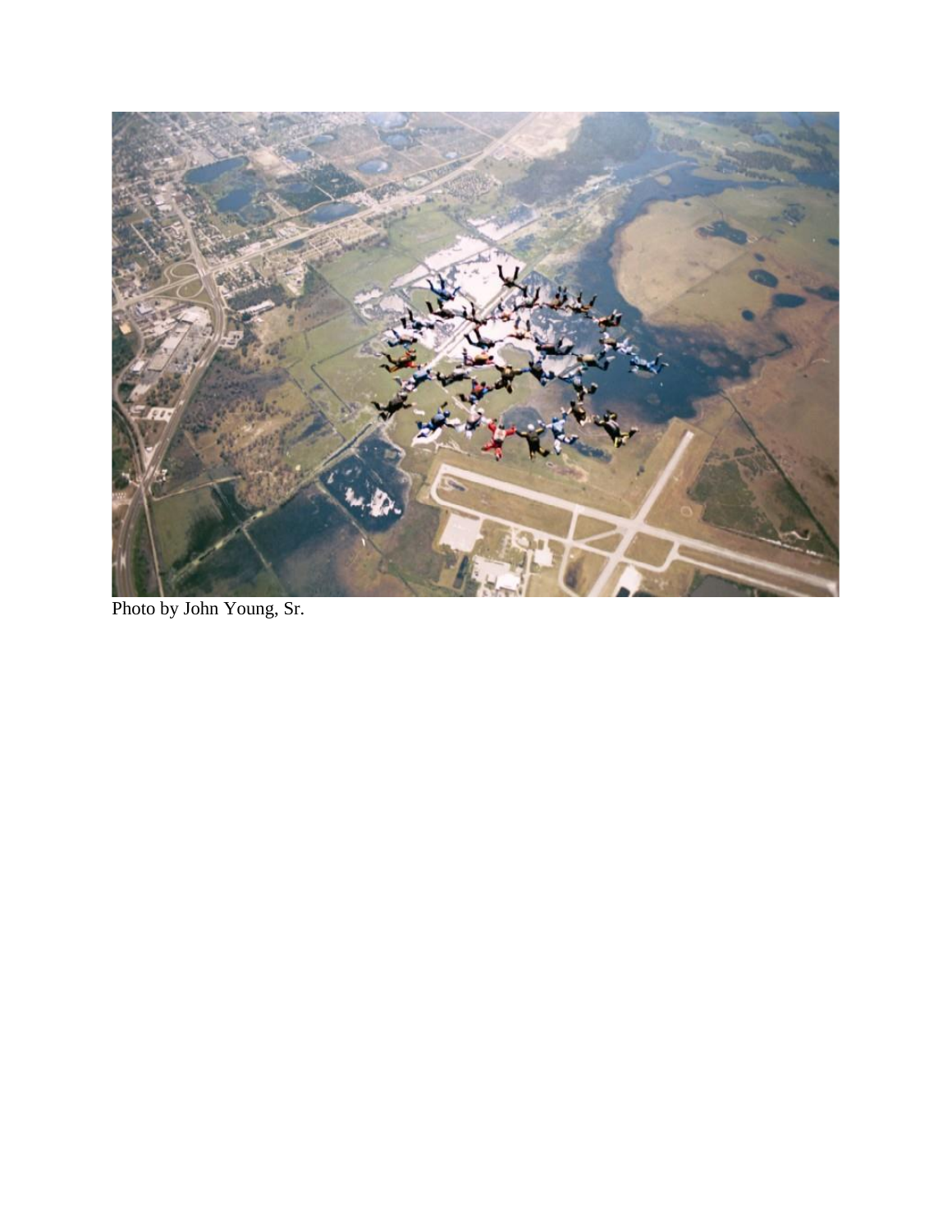Photo by John Young, Sr.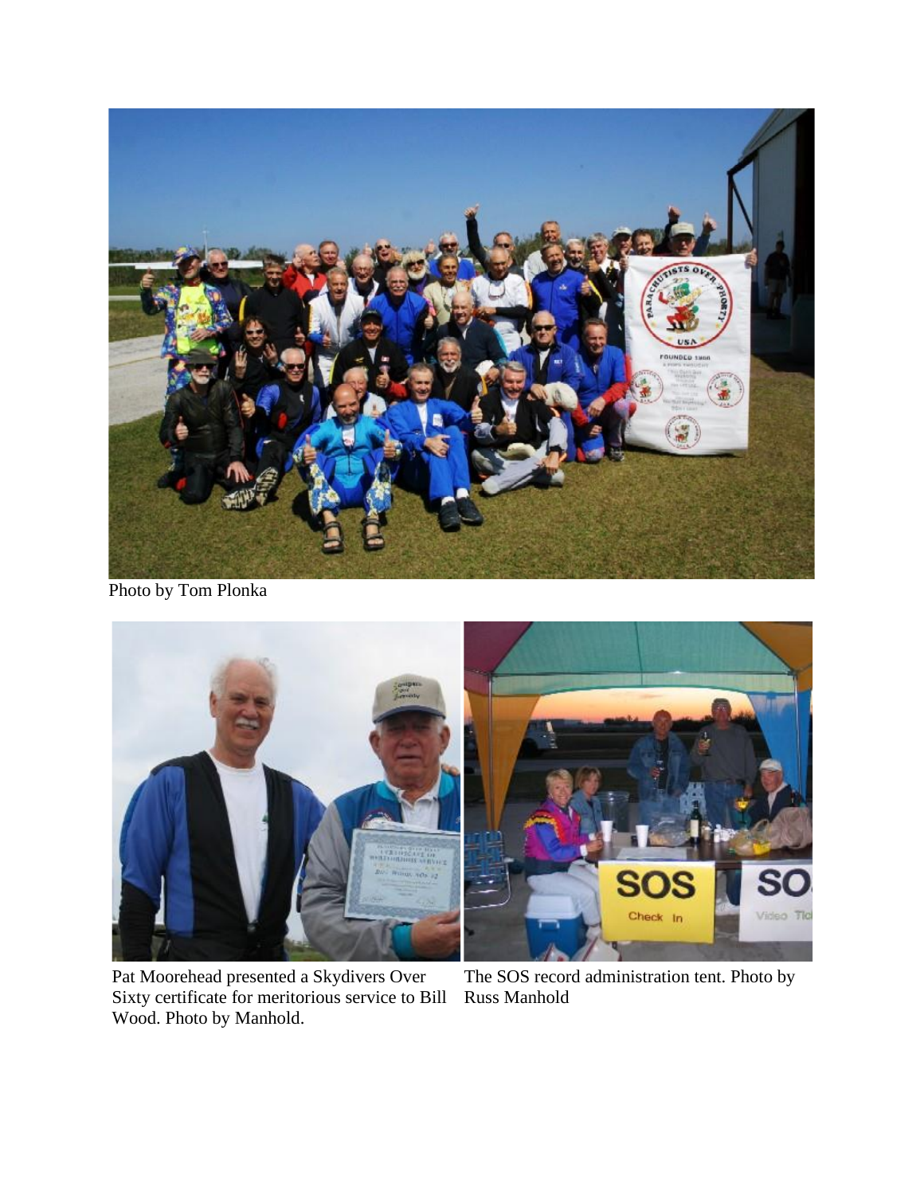Photo by Tom Plonka

Pat Moorehead presented a Skydivers Over Sixty certificate for meritorious service to Bill Wood. Photo by Manhold.

The SOS record administration tent. Photo by Russ Manhold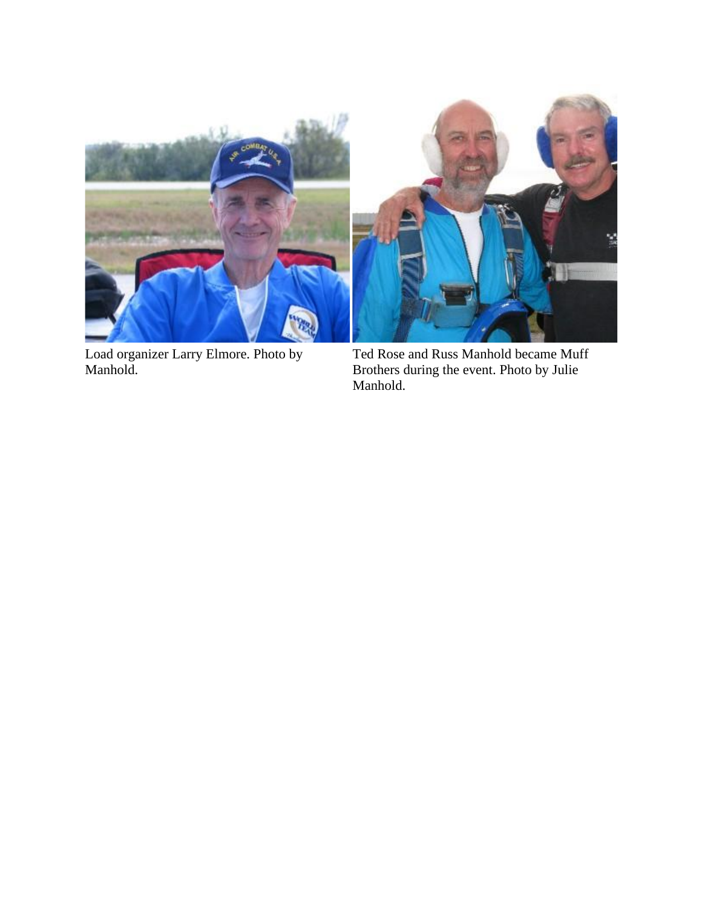Load organizer Larry Elmore. Photo by Manhold.

Ted Rose and Russ Manhold became Muff Brothers during the event. Photo by Julie Manhold.